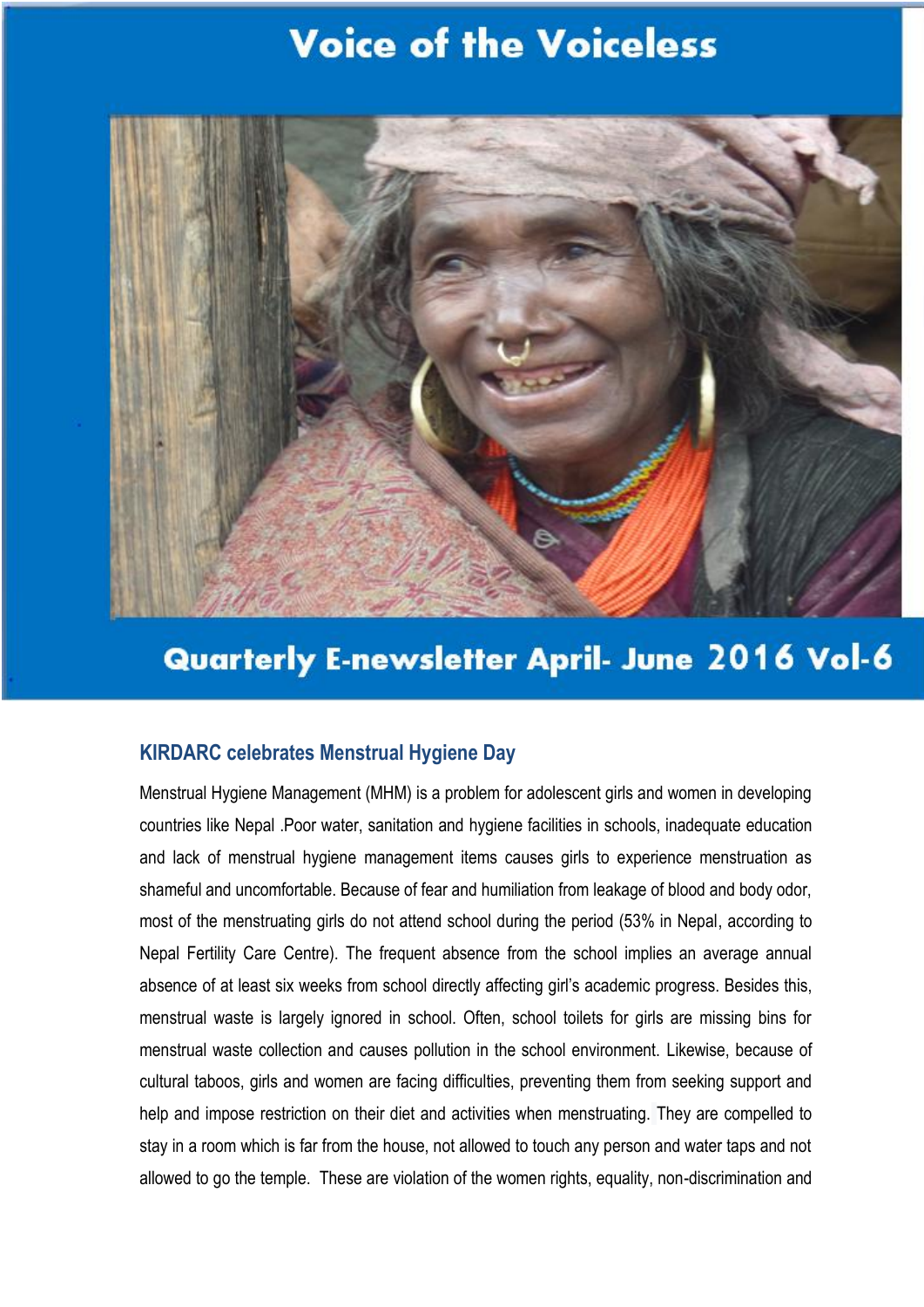# Voice of the Voiceless

## Quarterly E-newsletter April- June 2016 Vol-6

### KIRDARC celebrates Menstrual Hygiene Day

Menstrual Hygiene Management (MHM) is a problem for adolescent girls and women in developing countries like Nepal .Poor water, sanitation and hygiene facilities in schools, inadequate education and lack of menstrual hygiene management items causes girls to experience menstruation as shameful and uncomfortable. Because of fear and humiliation from leakage of blood and body odor, most of the menstruating girls do not attend school during the period (53% in Nepal, according to Nepal Fertility Care Centre). The frequent absence from the school implies an average annual absence of at least six weeks from school directly affecting girl's academic progress. Besides this, menstrual waste is largely ignored in school. Often, school toilets for girls are missing bins for menstrual waste collection and causes pollution in the school environment. Likewise, because of cultural taboos, girls and women are facing difficulties, preventing them from seeking support and help and impose restriction on their diet and activities when menstruating. They are compelled to stay in a room which is far from the house, not allowed to touch any person and water taps and not allowed to go the temple. These are violation of the women rights, equality, non-discrimination and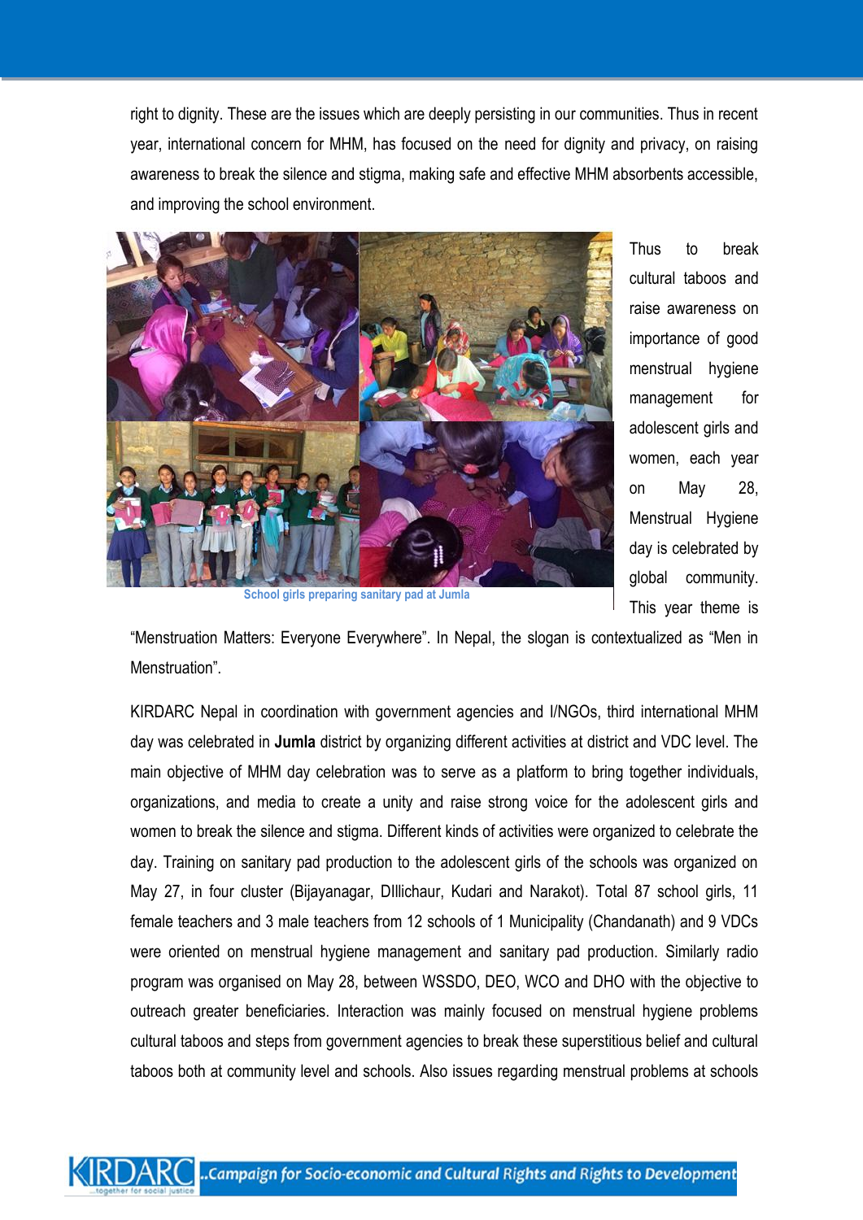right to dignity. These are the issues which are deeply persisting in our communities. Thus in recent year, international concern for MHM, has focused on the need for dignity and privacy, on raising awareness to break the silence and stigma, making safe and effective MHM absorbents accessible, and improving the school environment.

School girls preparing sanitary pad at Jumla

Thus to break cultural taboos and raise awareness on importance of good menstrual hygiene management for adolescent girls and women, each year on May 28, Menstrual Hygiene day is celebrated by global community. This year theme is "Menstruation Matters: Everyone Everywhere". In Nepal, the slogan is contextualized as "Men in Menstruation".

KIRDARC Nepal in coordination with government agencies and I/NGOs, third international MHM day was celebrated in **Jumla** district by organizing different activities at district and VDC level. The main objective of MHM day celebration was to serve as a platform to bring together individuals, organizations, and media to create a unity and raise strong voice for the adolescent girls and women to break the silence and stigma. Different kinds of activities were organized to celebrate the day. Training on sanitary pad production to the adolescent girls of the schools was organized on May 27, in four cluster (Bijayanagar, DIllichaur, Kudari and Narakot). Total 87 school girls, 11 female teachers and 3 male teachers from 12 schools of 1 Municipality (Chandanath) and 9 VDCs were oriented on menstrual hygiene management and sanitary pad production. Similarly radio program was organised on May 28, between WSSDO, DEO, WCO and DHO with the objective to outreach greater beneficiaries. Interaction was mainly focused on menstrual hygiene problems cultural taboos and steps from government agencies to break these superstitious belief and cultural taboos both at community level and schools. Also issues regarding menstrual problems at schools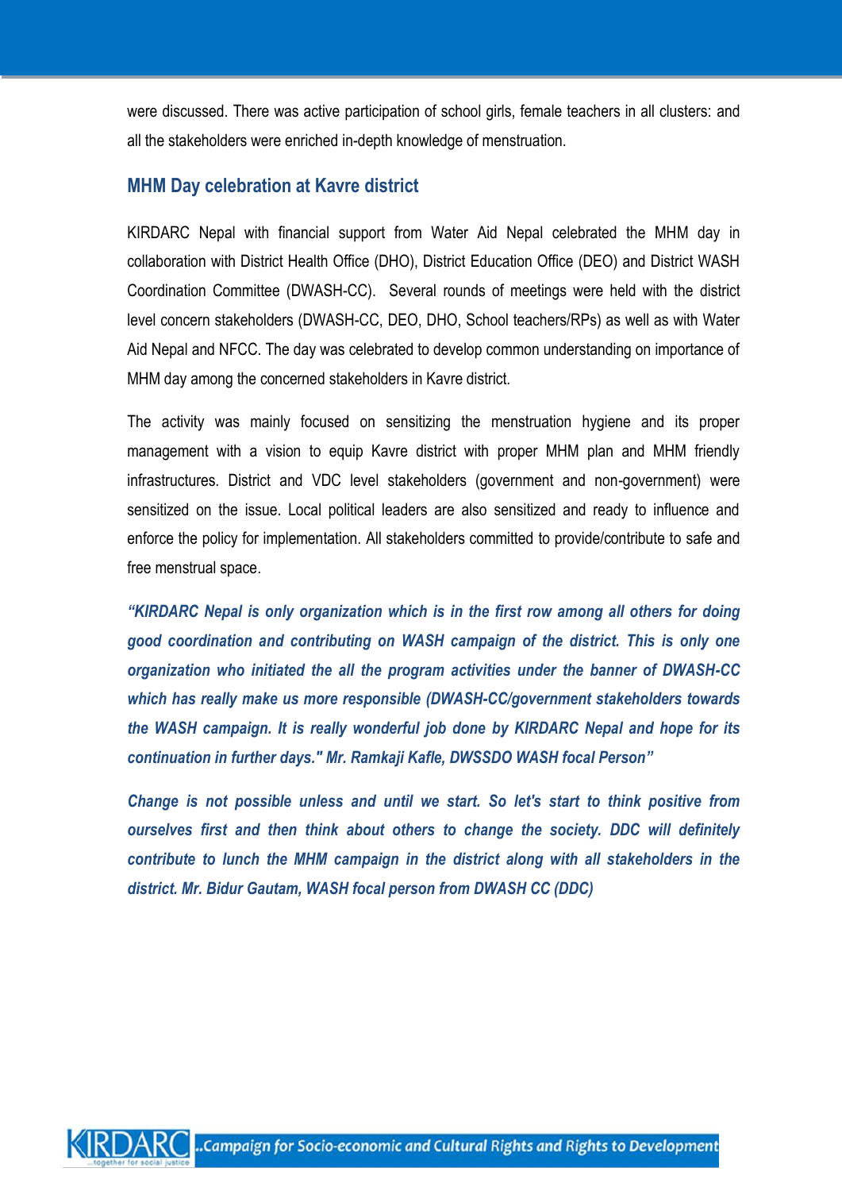were discussed. There was active participation of school girls, female teachers in all clusters: and all the stakeholders were enriched in-depth knowledge of menstruation.

## MHM Day celebration at Kavre district

KIRDARC Nepal with financial support from Water Aid Nepal celebrated the MHM day in collaboration with District Health Office (DHO), District Education Office (DEO) and District WASH Coordination Committee (DWASH-CC). Several rounds of meetings were held with the district level concern stakeholders (DWASH-CC, DEO, DHO, School teachers/RPs) as well as with Water Aid Nepal and NFCC. The day was celebrated to develop common understanding on importance of MHM day among the concerned stakeholders in Kavre district.

The activity was mainly focused on sensitizing the menstruation hygiene and its proper management with a vision to equip Kavre district with proper MHM plan and MHM friendly infrastructures. District and VDC level stakeholders (government and non-government) were sensitized on the issue. Local political leaders are also sensitized and ready to influence and enforce the policy for implementation. All stakeholders committed to provide/contribute to safe and free menstrual space.

***"KIRDARC Nepal is only organization which is in the first row among all others for doing good coordination and contributing on WASH campaign of the district. This is only one organization who initiated the all the program activities under the banner of DWASH-CC which has really make us more responsible (DWASH-CC/government stakeholders towards the WASH campaign. It is really wonderful job done by KIRDARC Nepal and hope for its continuation in further days." Mr. Ramkaji Kafle, DWSSDO WASH focal Person"***

***Change is not possible unless and until we start. So let's start to think positive from ourselves first and then think about others to change the society. DDC will definitely contribute to lunch the MHM campaign in the district along with all stakeholders in the district. Mr. Bidur Gautam, WASH focal person from DWASH CC (DDC)***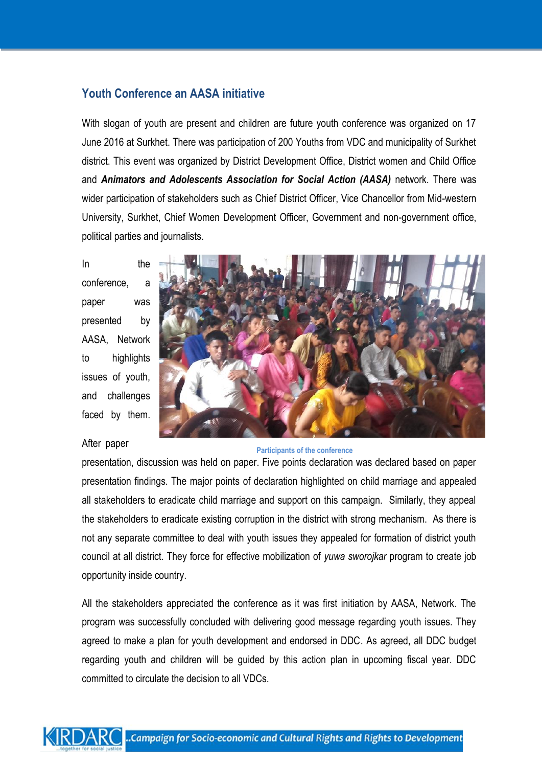## Youth Conference an AASA initiative

With slogan of youth are present and children are future youth conference was organized on 17 June 2016 at Surkhet. There was participation of 200 Youths from VDC and municipality of Surkhet district. This event was organized by District Development Office, District women and Child Office and ***Animators and Adolescents Association for Social Action (AASA)*** network. There was wider participation of stakeholders such as Chief District Officer, Vice Chancellor from Mid-western University, Surkhet, Chief Women Development Officer, Government and non-government office, political parties and journalists.

In the conference, a paper was presented by AASA, Network to highlights issues of youth, and challenges faced by them. After paper presentation, discussion was held on paper. Five points declaration was declared based on paper presentation findings. The major points of declaration highlighted on child marriage and appealed all stakeholders to eradicate child marriage and support on this campaign. Similarly, they appeal the stakeholders to eradicate existing corruption in the district with strong mechanism. As there is not any separate committee to deal with youth issues they appealed for formation of district youth council at all district. They force for effective mobilization of *yuwa sworojkar* program to create job opportunity inside country.

Participants of the conference

All the stakeholders appreciated the conference as it was first initiation by AASA, Network. The program was successfully concluded with delivering good message regarding youth issues. They agreed to make a plan for youth development and endorsed in DDC. As agreed, all DDC budget regarding youth and children will be guided by this action plan in upcoming fiscal year. DDC committed to circulate the decision to all VDCs.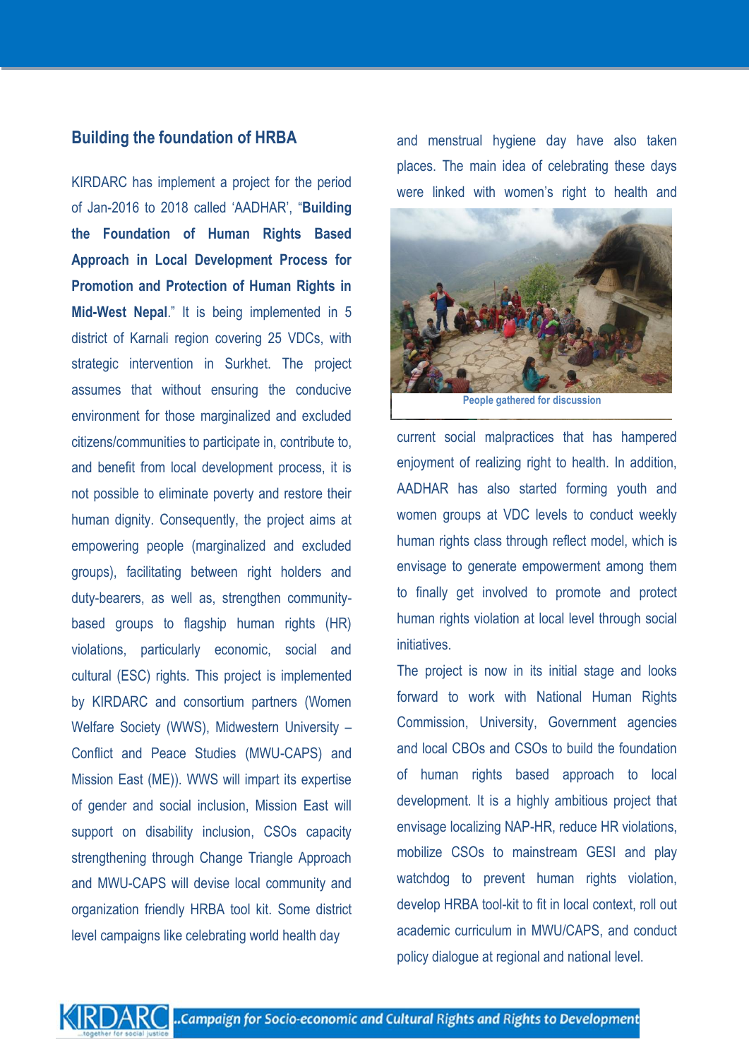## Building the foundation of HRBA

KIRDARC has implement a project for the period of Jan-2016 to 2018 called 'AADHAR', "**Building the Foundation of Human Rights Based Approach in Local Development Process for Promotion and Protection of Human Rights in Mid-West Nepal**." It is being implemented in 5 district of Karnali region covering 25 VDCs, with strategic intervention in Surkhet. The project assumes that without ensuring the conducive environment for those marginalized and excluded citizens/communities to participate in, contribute to, and benefit from local development process, it is not possible to eliminate poverty and restore their human dignity. Consequently, the project aims at empowering people (marginalized and excluded groups), facilitating between right holders and duty-bearers, as well as, strengthen community-based groups to flagship human rights (HR) violations, particularly economic, social and cultural (ESC) rights. This project is implemented by KIRDARC and consortium partners (Women Welfare Society (WWS), Midwestern University – Conflict and Peace Studies (MWU-CAPS) and Mission East (ME)). WWS will impart its expertise of gender and social inclusion, Mission East will support on disability inclusion, CSOs capacity strengthening through Change Triangle Approach and MWU-CAPS will devise local community and organization friendly HRBA tool kit. Some district level campaigns like celebrating world health day and menstrual hygiene day have also taken places. The main idea of celebrating these days were linked with women's right to health and current social malpractices that has hampered enjoyment of realizing right to health. In addition, AADHAR has also started forming youth and women groups at VDC levels to conduct weekly human rights class through reflect model, which is envisage to generate empowerment among them to finally get involved to promote and protect human rights violation at local level through social initiatives.

People gathered for discussion

The project is now in its initial stage and looks forward to work with National Human Rights Commission, University, Government agencies and local CBOs and CSOs to build the foundation of human rights based approach to local development. It is a highly ambitious project that envisage localizing NAP-HR, reduce HR violations, mobilize CSOs to mainstream GESI and play watchdog to prevent human rights violation, develop HRBA tool-kit to fit in local context, roll out academic curriculum in MWU/CAPS, and conduct policy dialogue at regional and national level.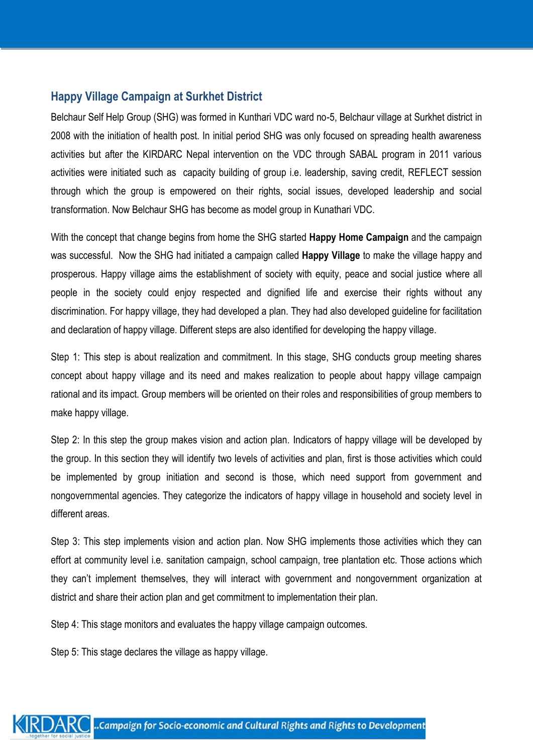## Happy Village Campaign at Surkhet District

Belchaur Self Help Group (SHG) was formed in Kunthari VDC ward no-5, Belchaur village at Surkhet district in 2008 with the initiation of health post. In initial period SHG was only focused on spreading health awareness activities but after the KIRDARC Nepal intervention on the VDC through SABAL program in 2011 various activities were initiated such as capacity building of group i.e. leadership, saving credit, REFLECT session through which the group is empowered on their rights, social issues, developed leadership and social transformation. Now Belchaur SHG has become as model group in Kunathari VDC.

With the concept that change begins from home the SHG started **Happy Home Campaign** and the campaign was successful. Now the SHG had initiated a campaign called **Happy Village** to make the village happy and prosperous. Happy village aims the establishment of society with equity, peace and social justice where all people in the society could enjoy respected and dignified life and exercise their rights without any discrimination. For happy village, they had developed a plan. They had also developed guideline for facilitation and declaration of happy village. Different steps are also identified for developing the happy village.

Step 1: This step is about realization and commitment. In this stage, SHG conducts group meeting shares concept about happy village and its need and makes realization to people about happy village campaign rational and its impact. Group members will be oriented on their roles and responsibilities of group members to make happy village.

Step 2: In this step the group makes vision and action plan. Indicators of happy village will be developed by the group. In this section they will identify two levels of activities and plan, first is those activities which could be implemented by group initiation and second is those, which need support from government and nongovernmental agencies. They categorize the indicators of happy village in household and society level in different areas.

Step 3: This step implements vision and action plan. Now SHG implements those activities which they can effort at community level i.e. sanitation campaign, school campaign, tree plantation etc. Those actions which they can't implement themselves, they will interact with government and nongovernment organization at district and share their action plan and get commitment to implementation their plan.

Step 4: This stage monitors and evaluates the happy village campaign outcomes.

Step 5: This stage declares the village as happy village.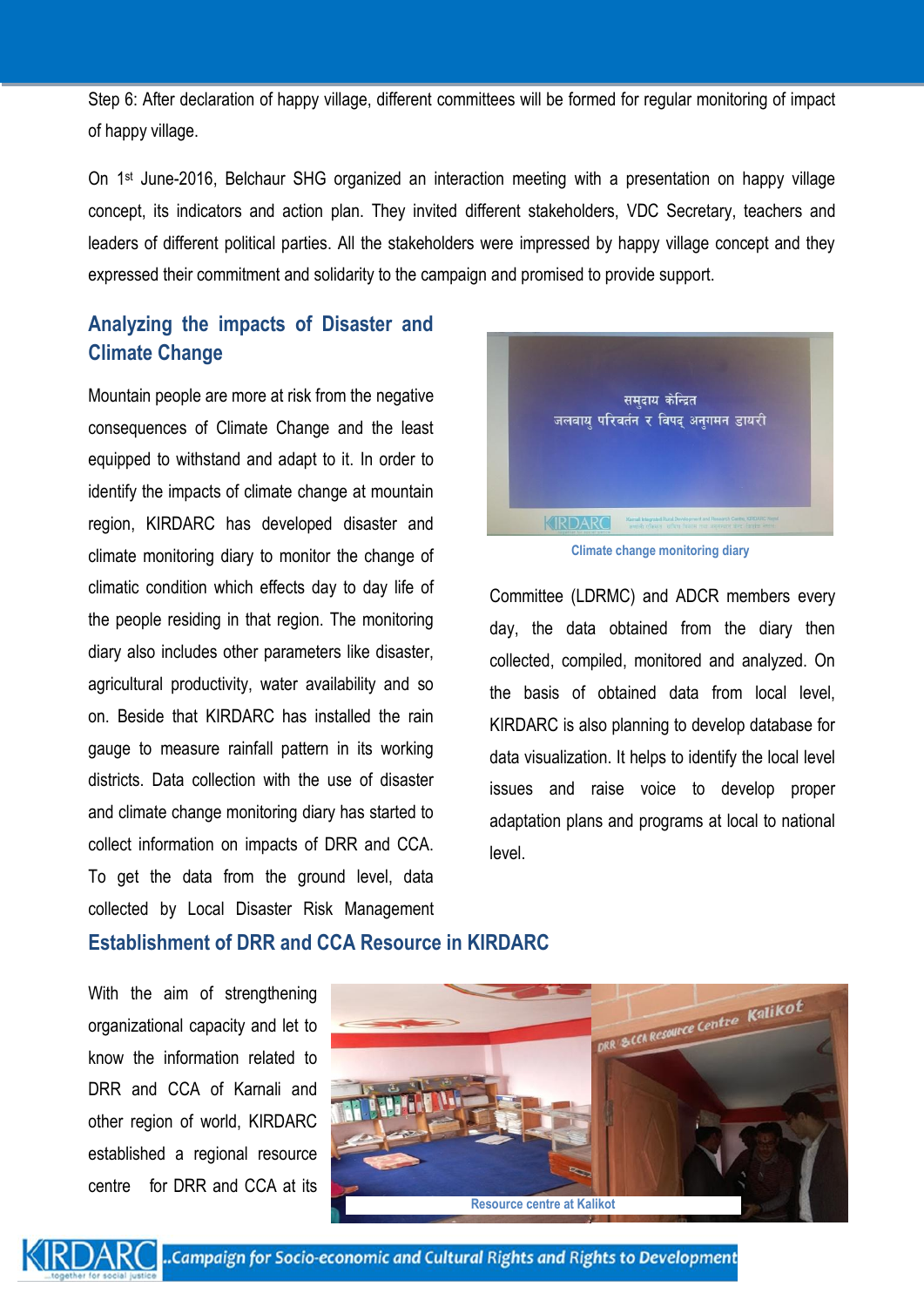Step 6: After declaration of happy village, different committees will be formed for regular monitoring of impact of happy village.

On 1st June-2016, Belchaur SHG organized an interaction meeting with a presentation on happy village concept, its indicators and action plan. They invited different stakeholders, VDC Secretary, teachers and leaders of different political parties. All the stakeholders were impressed by happy village concept and they expressed their commitment and solidarity to the campaign and promised to provide support.

## Analyzing the impacts of Disaster and Climate Change

Mountain people are more at risk from the negative consequences of Climate Change and the least equipped to withstand and adapt to it. In order to identify the impacts of climate change at mountain region, KIRDARC has developed disaster and climate monitoring diary to monitor the change of climatic condition which effects day to day life of the people residing in that region. The monitoring diary also includes other parameters like disaster, agricultural productivity, water availability and so on. Beside that KIRDARC has installed the rain gauge to measure rainfall pattern in its working districts. Data collection with the use of disaster and climate change monitoring diary has started to collect information on impacts of DRR and CCA. To get the data from the ground level, data collected by Local Disaster Risk Management Committee (LDRMC) and ADCR members every day, the data obtained from the diary then collected, compiled, monitored and analyzed. On the basis of obtained data from local level, KIRDARC is also planning to develop database for data visualization. It helps to identify the local level issues and raise voice to develop proper adaptation plans and programs at local to national level.

Climate change monitoring diary

## Establishment of DRR and CCA Resource in KIRDARC

With the aim of strengthening organizational capacity and let to know the information related to DRR and CCA of Karnali and other region of world, KIRDARC established a regional resource centre for DRR and CCA at its

Resource centre at Kalikot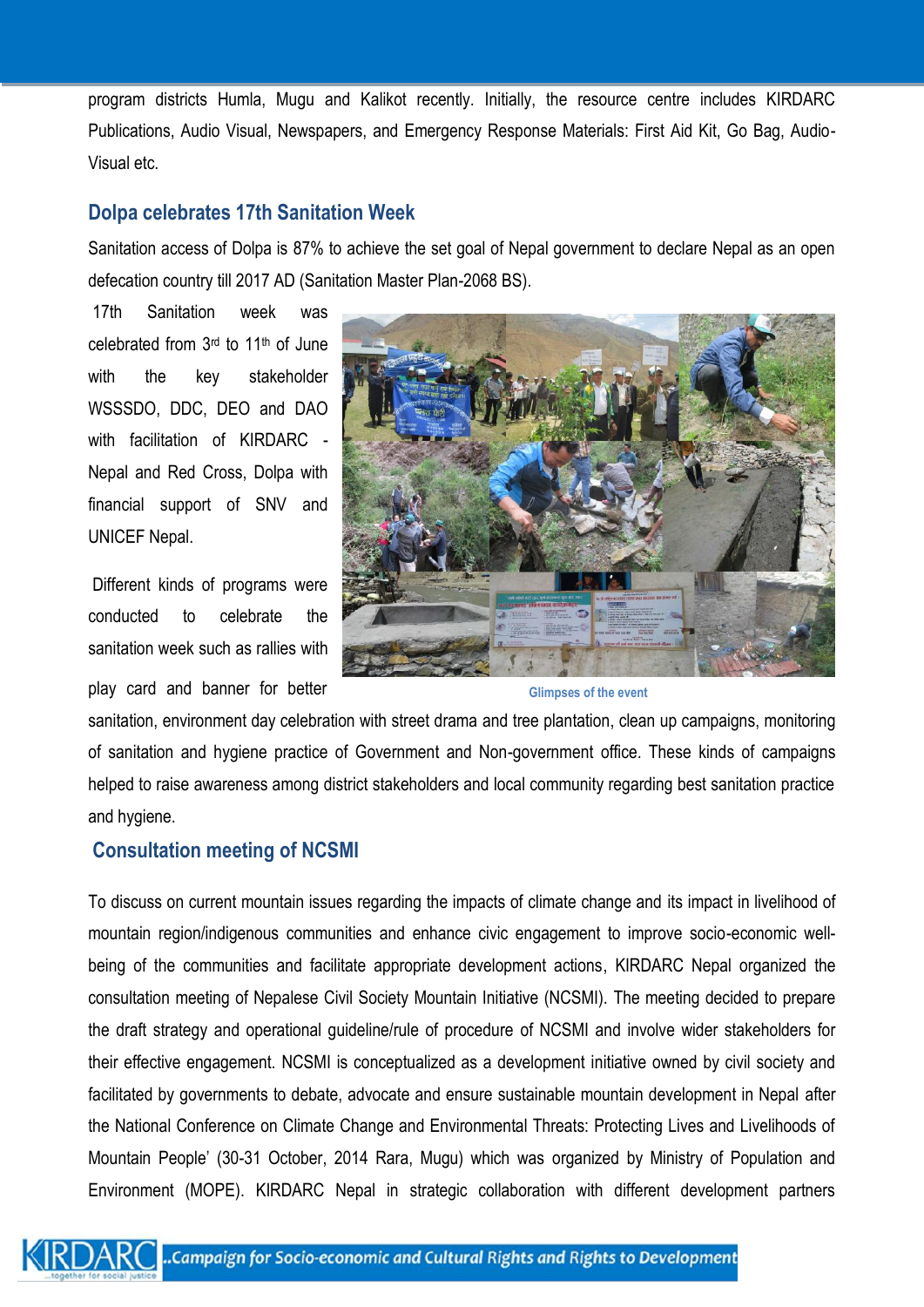program districts Humla, Mugu and Kalikot recently. Initially, the resource centre includes KIRDARC Publications, Audio Visual, Newspapers, and Emergency Response Materials: First Aid Kit, Go Bag, Audio-Visual etc.

## Dolpa celebrates 17th Sanitation Week

Sanitation access of Dolpa is 87% to achieve the set goal of Nepal government to declare Nepal as an open defecation country till 2017 AD (Sanitation Master Plan-2068 BS).

17th Sanitation week was celebrated from 3rd to 11th of June with the key stakeholder WSSSDO, DDC, DEO and DAO with facilitation of KIRDARC - Nepal and Red Cross, Dolpa with financial support of SNV and UNICEF Nepal.

Glimpses of the event

Different kinds of programs were conducted to celebrate the sanitation week such as rallies with play card and banner for better sanitation, environment day celebration with street drama and tree plantation, clean up campaigns, monitoring of sanitation and hygiene practice of Government and Non-government office. These kinds of campaigns helped to raise awareness among district stakeholders and local community regarding best sanitation practice and hygiene.

## Consultation meeting of NCSMI

To discuss on current mountain issues regarding the impacts of climate change and its impact in livelihood of mountain region/indigenous communities and enhance civic engagement to improve socio-economic well-being of the communities and facilitate appropriate development actions, KIRDARC Nepal organized the consultation meeting of Nepalese Civil Society Mountain Initiative (NCSMI). The meeting decided to prepare the draft strategy and operational guideline/rule of procedure of NCSMI and involve wider stakeholders for their effective engagement. NCSMI is conceptualized as a development initiative owned by civil society and facilitated by governments to debate, advocate and ensure sustainable mountain development in Nepal after the National Conference on Climate Change and Environmental Threats: Protecting Lives and Livelihoods of Mountain People' (30-31 October, 2014 Rara, Mugu) which was organized by Ministry of Population and Environment (MOPE). KIRDARC Nepal in strategic collaboration with different development partners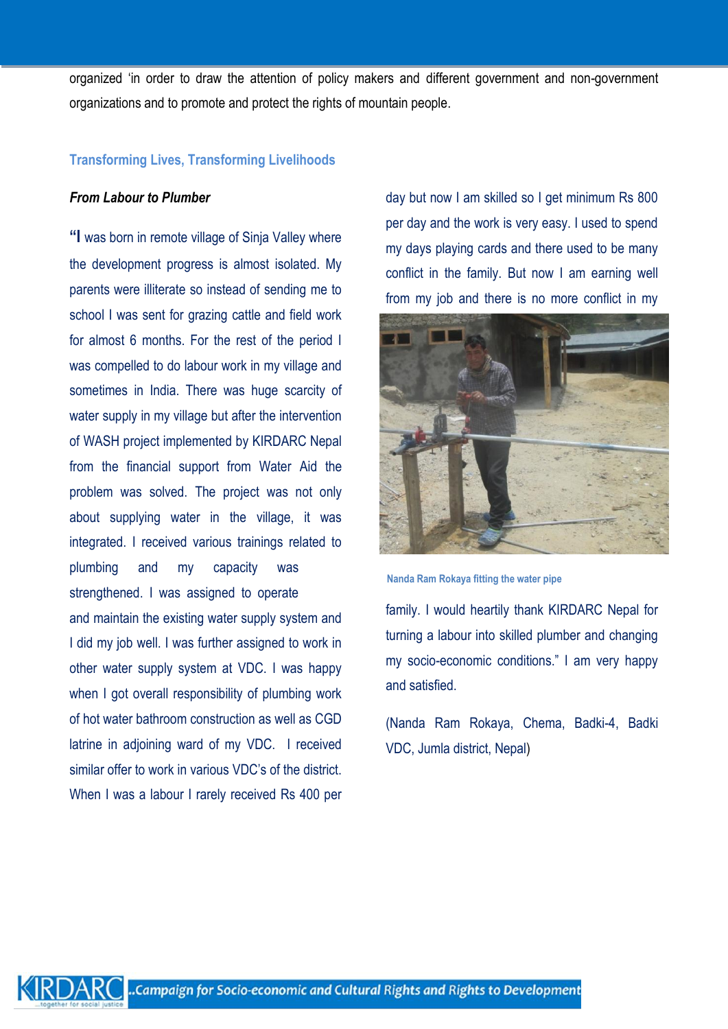organized 'in order to draw the attention of policy makers and different government and non-government organizations and to promote and protect the rights of mountain people.

### Transforming Lives, Transforming Livelihoods

***From Labour to Plumber***

"I was born in remote village of Sinja Valley where the development progress is almost isolated. My parents were illiterate so instead of sending me to school I was sent for grazing cattle and field work for almost 6 months. For the rest of the period I was compelled to do labour work in my village and sometimes in India. There was huge scarcity of water supply in my village but after the intervention of WASH project implemented by KIRDARC Nepal from the financial support from Water Aid the problem was solved. The project was not only about supplying water in the village, it was integrated. I received various trainings related to plumbing and my capacity was strengthened. I was assigned to operate and maintain the existing water supply system and I did my job well. I was further assigned to work in other water supply system at VDC. I was happy when I got overall responsibility of plumbing work of hot water bathroom construction as well as CGD latrine in adjoining ward of my VDC. I received similar offer to work in various VDC's of the district. When I was a labour I rarely received Rs 400 per day but now I am skilled so I get minimum Rs 800 per day and the work is very easy. I used to spend my days playing cards and there used to be many conflict in the family. But now I am earning well from my job and there is no more conflict in my family. I would heartily thank KIRDARC Nepal for turning a labour into skilled plumber and changing my socio-economic conditions." I am very happy and satisfied.

Nanda Ram Rokaya fitting the water pipe

(Nanda Ram Rokaya, Chema, Badki-4, Badki VDC, Jumla district, Nepal)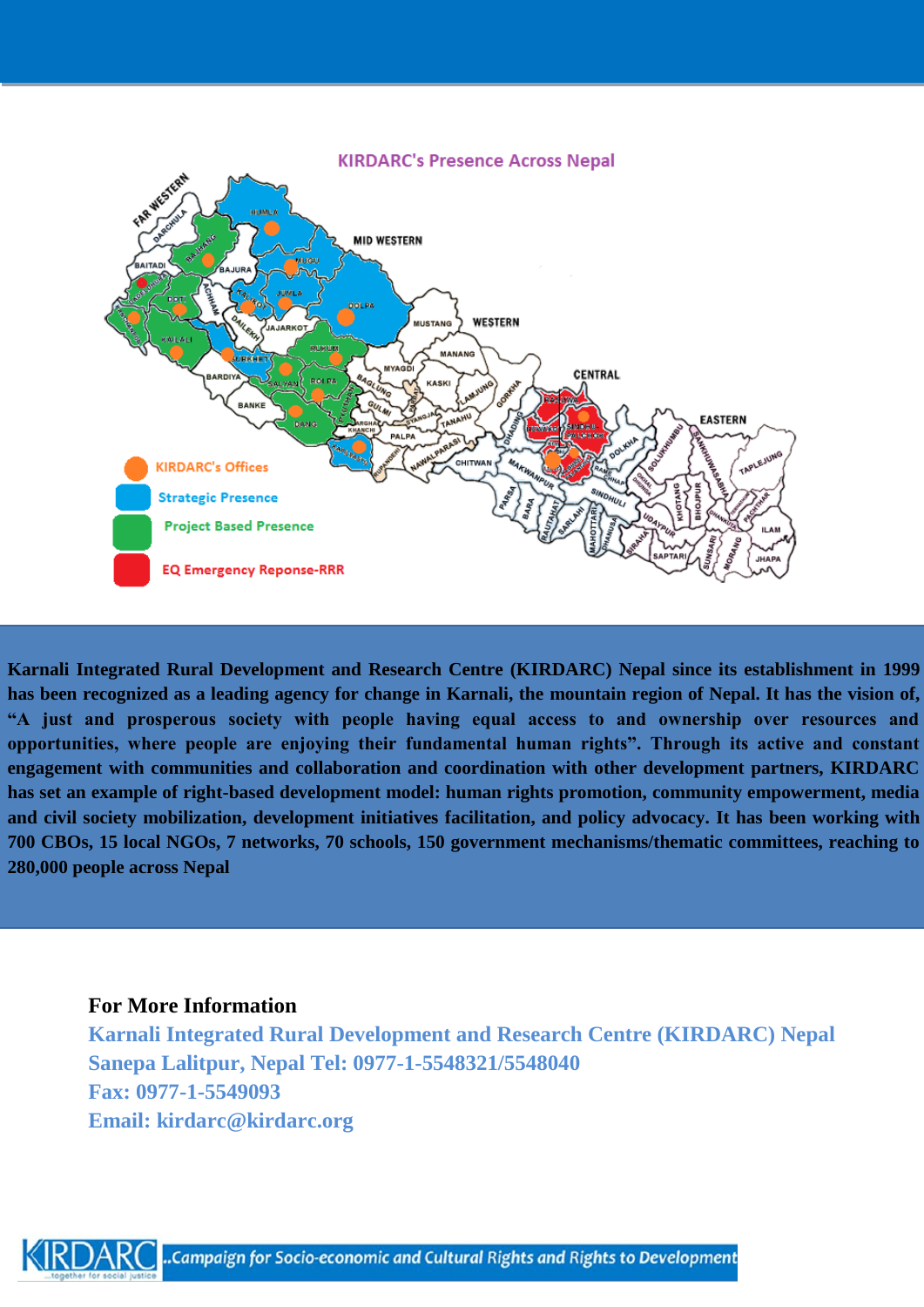KIRDARC's Presence Across Nepal

FAR WESTERN
MID WESTERN
WESTERN
CENTRAL
EASTERN

KIRDARC's Offices
Strategic Presence
Project Based Presence
EQ Emergency Reponse-RRR

**Karnali Integrated Rural Development and Research Centre (KIRDARC) Nepal since its establishment in 1999 has been recognized as a leading agency for change in Karnali, the mountain region of Nepal. It has the vision of, "A just and prosperous society with people having equal access to and ownership over resources and opportunities, where people are enjoying their fundamental human rights". Through its active and constant engagement with communities and collaboration and coordination with other development partners, KIRDARC has set an example of right-based development model: human rights promotion, community empowerment, media and civil society mobilization, development initiatives facilitation, and policy advocacy. It has been working with 700 CBOs, 15 local NGOs, 7 networks, 70 schools, 150 government mechanisms/thematic committees, reaching to 280,000 people across Nepal**

**For More Information**

**Karnali Integrated Rural Development and Research Centre (KIRDARC) Nepal**
**Sanepa Lalitpur, Nepal Tel: 0977-1-5548321/5548040**
**Fax: 0977-1-5549093**
**Email: kirdarc@kirdarc.org**

KIRDARC ...together for social justice

..Campaign for Socio-economic and Cultural Rights and Rights to Development